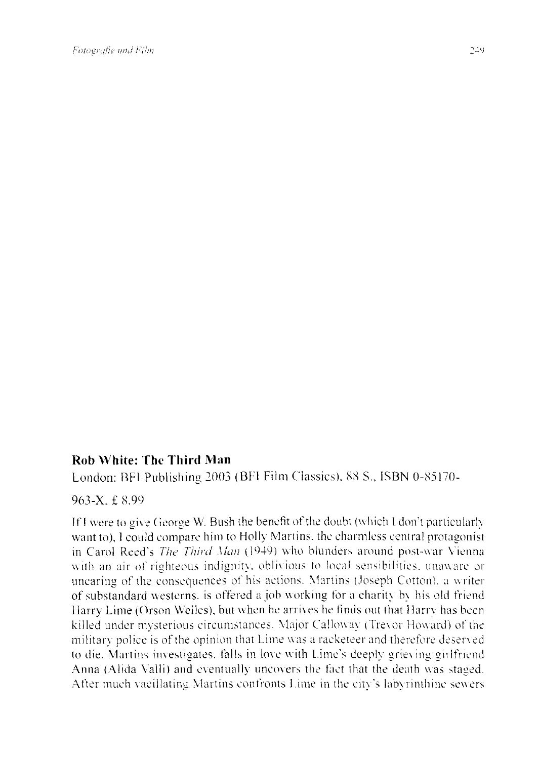## Rob White: The Third Man

London: BFI Publishing 2003 (BFI Film Classics), 88 S., ISBN 0-85170-963-X, £ 8.99

If I were to give George W. Bush the benefit of the doubt (which I don't particularly want to), I could compare him to Holly Martins, the charmless central protagonist in Carol Reed's *The Third Man* (1949) who blunders around post-war Vienna with an air of righteous indignity, oblivious to local sensibilities, unaware or uncaring of the consequences of his actions. Martins (Joseph Cotton), a writer of substandard westerns, is offered a job working for a charity by his old friend Harry Lime (Orson Welles), but when he arrives he finds out that Harry has been killed under mysterious circumstances. Major Calloway (Trevor Howard) of the military police is of the opinion that Lime was a racketeer and therefore deserved to die. Martins investigates, falls in love with Lime's deeply grieving girlfriend Anna (Alida Valli) and eventually uncovers the fact that the death was staged. After much vacillating Martins confronts Lime in the city's labyrinthine sewers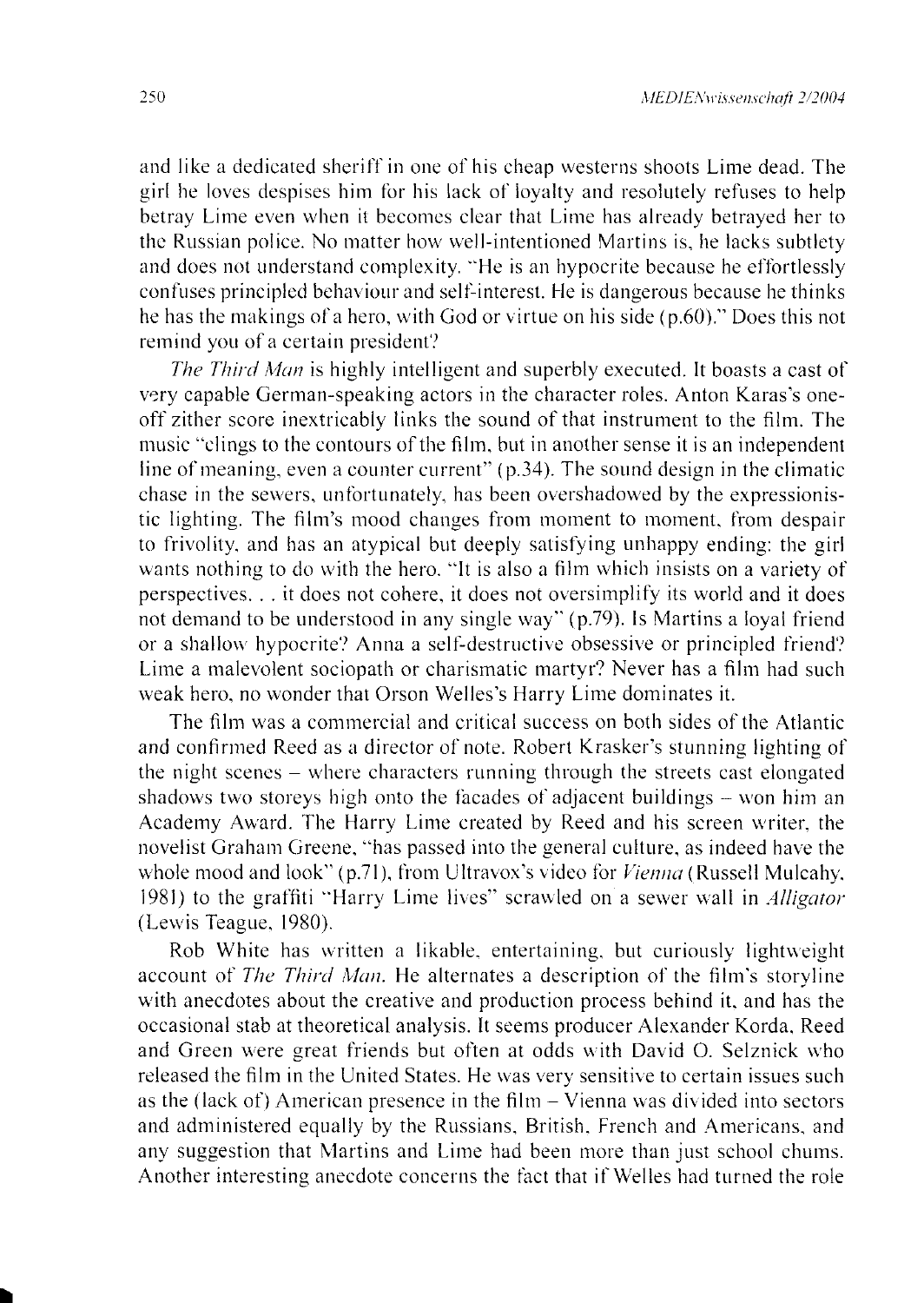and like a dedicated sheriff in one of his cheap westerns shoots Lime dead. The girl he loves despises him for his lack of loyalty and resolutely refuses to help betray Lime even when it becomes clear that Lime has already betrayed her to the Russian police. No matter how well-intentioned Martins is, he lacks subtlety and does not understand complexity. "He is an hypocrite because he effortlessly confuses principled behaviour and self-interest. He is dangerous because he thinks he has the makings of a hero, with God or virtue on his side (p.60)." Does this not remind you of a certain president?

*The Third Man* is highly intelligent and superbly executed. It boasts a cast of very capable German-speaking actors in the character roles. Anton Karas's one-off zither score inextricably links the sound of that instrument to the film. The music "clings to the contours of the film, but in another sense it is an independent line of meaning, even a counter current" (p.34). The sound design in the climatic chase in the sewers, unfortunately, has been overshadowed by the expressionistic lighting. The film's mood changes from moment to moment, from despair to frivolity, and has an atypical but deeply satisfying unhappy ending: the girl wants nothing to do with the hero. "It is also a film which insists on a variety of perspectives. . . it does not cohere, it does not oversimplify its world and it does not demand to be understood in any single way" (p.79). Is Martins a loyal friend or a shallow hypocrite? Anna a self-destructive obsessive or principled friend? Lime a malevolent sociopath or charismatic martyr? Never has a film had such weak hero, no wonder that Orson Welles's Harry Lime dominates it.

The film was a commercial and critical success on both sides of the Atlantic and confirmed Reed as a director of note. Robert Krasker's stunning lighting of the night scenes – where characters running through the streets cast elongated shadows two storeys high onto the facades of adjacent buildings – won him an Academy Award. The Harry Lime created by Reed and his screen writer, the novelist Graham Greene, "has passed into the general culture, as indeed have the whole mood and look" (p.71), from Ultravox's video for *Vienna* (Russell Mulcahy, 1981) to the graffiti "Harry Lime lives" scrawled on a sewer wall in *Alligator* (Lewis Teague, 1980).

Rob White has written a likable, entertaining, but curiously lightweight account of *The Third Man*. He alternates a description of the film's storyline with anecdotes about the creative and production process behind it, and has the occasional stab at theoretical analysis. It seems producer Alexander Korda, Reed and Green were great friends but often at odds with David O. Selznick who released the film in the United States. He was very sensitive to certain issues such as the (lack of) American presence in the film – Vienna was divided into sectors and administered equally by the Russians, British, French and Americans, and any suggestion that Martins and Lime had been more than just school chums. Another interesting anecdote concerns the fact that if Welles had turned the role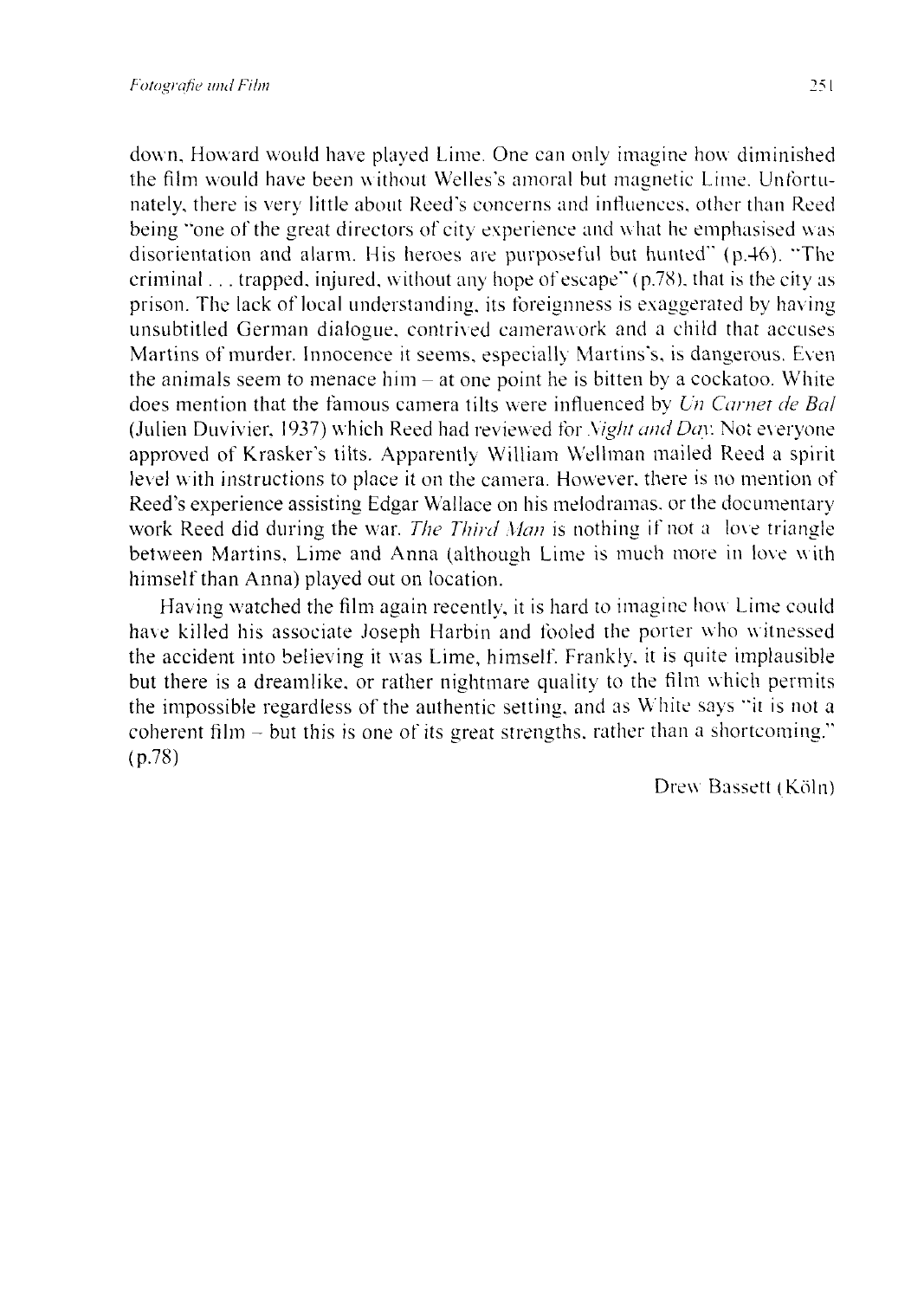down, Howard would have played Lime. One can only imagine how diminished the film would have been without Welles's amoral but magnetic Lime. Unfortunately, there is very little about Reed's concerns and influences, other than Reed being "one of the great directors of city experience and what he emphasised was disorientation and alarm. His heroes are purposeful but hunted" (p.46). "The criminal . . . trapped, injured, without any hope of escape" (p.78), that is the city as prison. The lack of local understanding, its foreignness is exaggerated by having unsubtitled German dialogue, contrived camerawork and a child that accuses Martins of murder. Innocence it seems, especially Martins's, is dangerous. Even the animals seem to menace him – at one point he is bitten by a cockatoo. White does mention that the famous camera tilts were influenced by *Un Carnet de Bal* (Julien Duvivier, 1937) which Reed had reviewed for *Night and Day*. Not everyone approved of Krasker's tilts. Apparently William Wellman mailed Reed a spirit level with instructions to place it on the camera. However, there is no mention of Reed's experience assisting Edgar Wallace on his melodramas, or the documentary work Reed did during the war. *The Third Man* is nothing if not a love triangle between Martins, Lime and Anna (although Lime is much more in love with himself than Anna) played out on location.

Having watched the film again recently, it is hard to imagine how Lime could have killed his associate Joseph Harbin and fooled the porter who witnessed the accident into believing it was Lime, himself. Frankly, it is quite implausible but there is a dreamlike, or rather nightmare quality to the film which permits the impossible regardless of the authentic setting, and as White says "it is not a coherent film – but this is one of its great strengths, rather than a shortcoming." (p.78)

Drew Bassett (Köln)